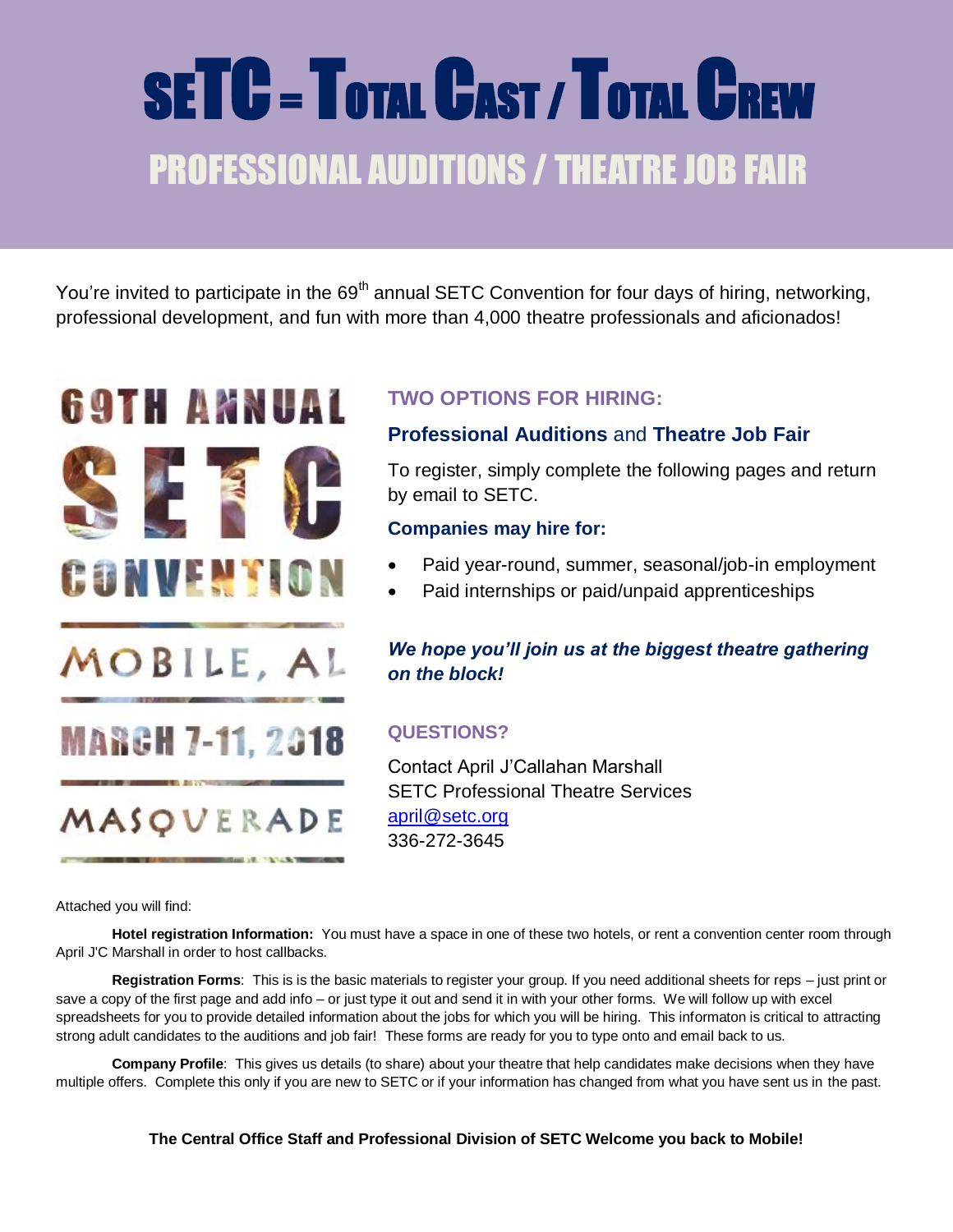# SETC = Total Cast / Total Crew

## PROFESSIONAL AUDITIONS / THEATRE JOB FAIR

You're invited to participate in the 69th annual SETC Convention for four days of hiring, networking, professional development, and fun with more than 4,000 theatre professionals and aficionados!

69TH ANNUAL SETC CONVENTION

MOBILE, AL

MARCH 7-11, 2018

MASQUERADE

### TWO OPTIONS FOR HIRING:

**Professional Auditions** and **Theatre Job Fair**

To register, simply complete the following pages and return by email to SETC.

**Companies may hire for:**

- Paid year-round, summer, seasonal/job-in employment
- Paid internships or paid/unpaid apprenticeships

***We hope you'll join us at the biggest theatre gathering on the block!***

### QUESTIONS?

Contact April J'Callahan Marshall
SETC Professional Theatre Services
april@setc.org
336-272-3645

Attached you will find:

**Hotel registration Information:** You must have a space in one of these two hotels, or rent a convention center room through April J'C Marshall in order to host callbacks.

**Registration Forms**: This is is the basic materials to register your group. If you need additional sheets for reps – just print or save a copy of the first page and add info – or just type it out and send it in with your other forms. We will follow up with excel spreadsheets for you to provide detailed information about the jobs for which you will be hiring. This informaton is critical to attracting strong adult candidates to the auditions and job fair! These forms are ready for you to type onto and email back to us.

**Company Profile**: This gives us details (to share) about your theatre that help candidates make decisions when they have multiple offers. Complete this only if you are new to SETC or if your information has changed from what you have sent us in the past.

**The Central Office Staff and Professional Division of SETC Welcome you back to Mobile!**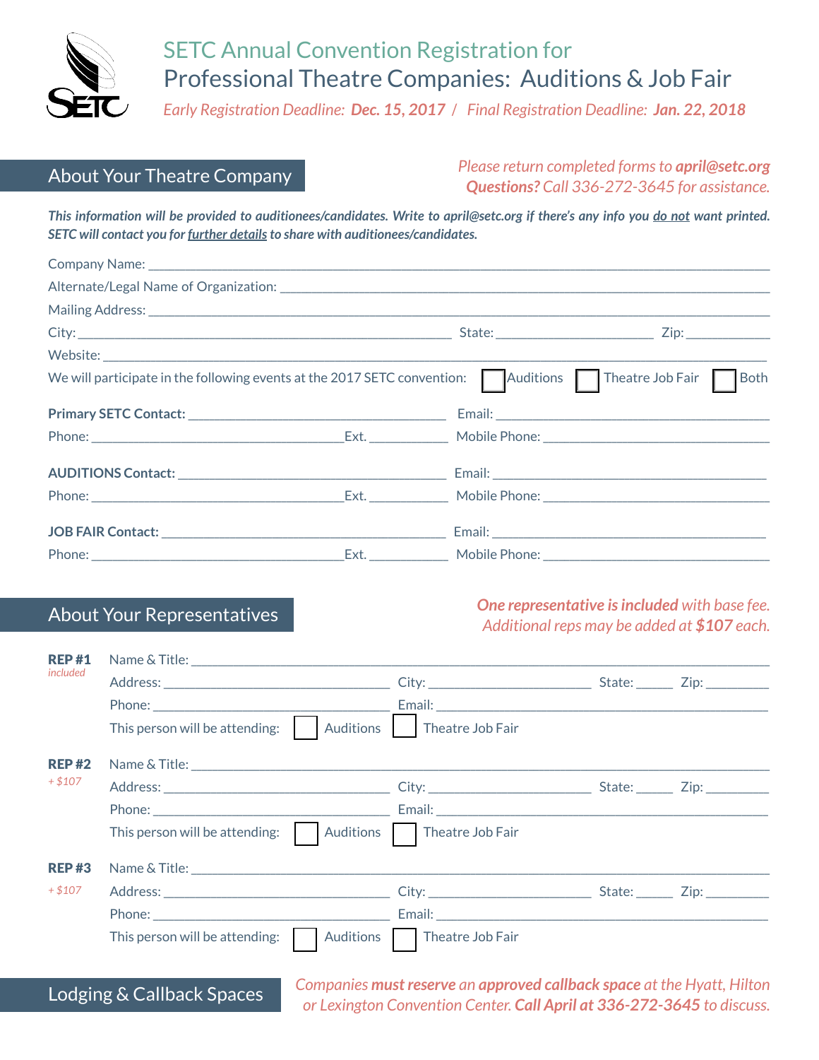# SETC Annual Convention Registration for

# Professional Theatre Companies: Auditions & Job Fair

*Early Registration Deadline: **Dec. 15, 2017** / Final Registration Deadline: **Jan. 22, 2018***

## About Your Theatre Company

*Please return completed forms to **april@setc.org***
***Questions?** Call 336-272-3645 for assistance.*

***This information will be provided to auditionees/candidates. Write to april@setc.org if there's any info you do not want printed. SETC will contact you for further details to share with auditionees/candidates.***

Company Name: ____________________

Alternate/Legal Name of Organization: ____________________

Mailing Address: ____________________

City: ____________________ State: ____________ Zip: ________

Website: ____________________

We will participate in the following events at the 2017 SETC convention: ☐ Auditions ☐ Theatre Job Fair ☐ Both

**Primary SETC Contact:** ____________________ Email: ____________________

Phone: ____________________ Ext. ________ Mobile Phone: ____________________

**AUDITIONS Contact:** ____________________ Email: ____________________

Phone: ____________________ Ext. ________ Mobile Phone: ____________________

**JOB FAIR Contact:** ____________________ Email: ____________________

Phone: ____________________ Ext. ________ Mobile Phone: ____________________

## About Your Representatives

***One representative is included** with base fee.*
*Additional reps may be added at **$107** each.*

**REP #1** *included*

Name & Title: ____________________

Address: ____________________ City: ____________ State: _____ Zip: ________

Phone: ____________________ Email: ____________________

This person will be attending: ☐ Auditions ☐ Theatre Job Fair

**REP #2** *+ $107*

Name & Title: ____________________

Address: ____________________ City: ____________ State: _____ Zip: ________

Phone: ____________________ Email: ____________________

This person will be attending: ☐ Auditions ☐ Theatre Job Fair

**REP #3** *+ $107*

Name & Title: ____________________

Address: ____________________ City: ____________ State: _____ Zip: ________

Phone: ____________________ Email: ____________________

This person will be attending: ☐ Auditions ☐ Theatre Job Fair

## Lodging & Callback Spaces

*Companies **must reserve** an **approved callback space** at the Hyatt, Hilton or Lexington Convention Center. **Call April at 336-272-3645** to discuss.*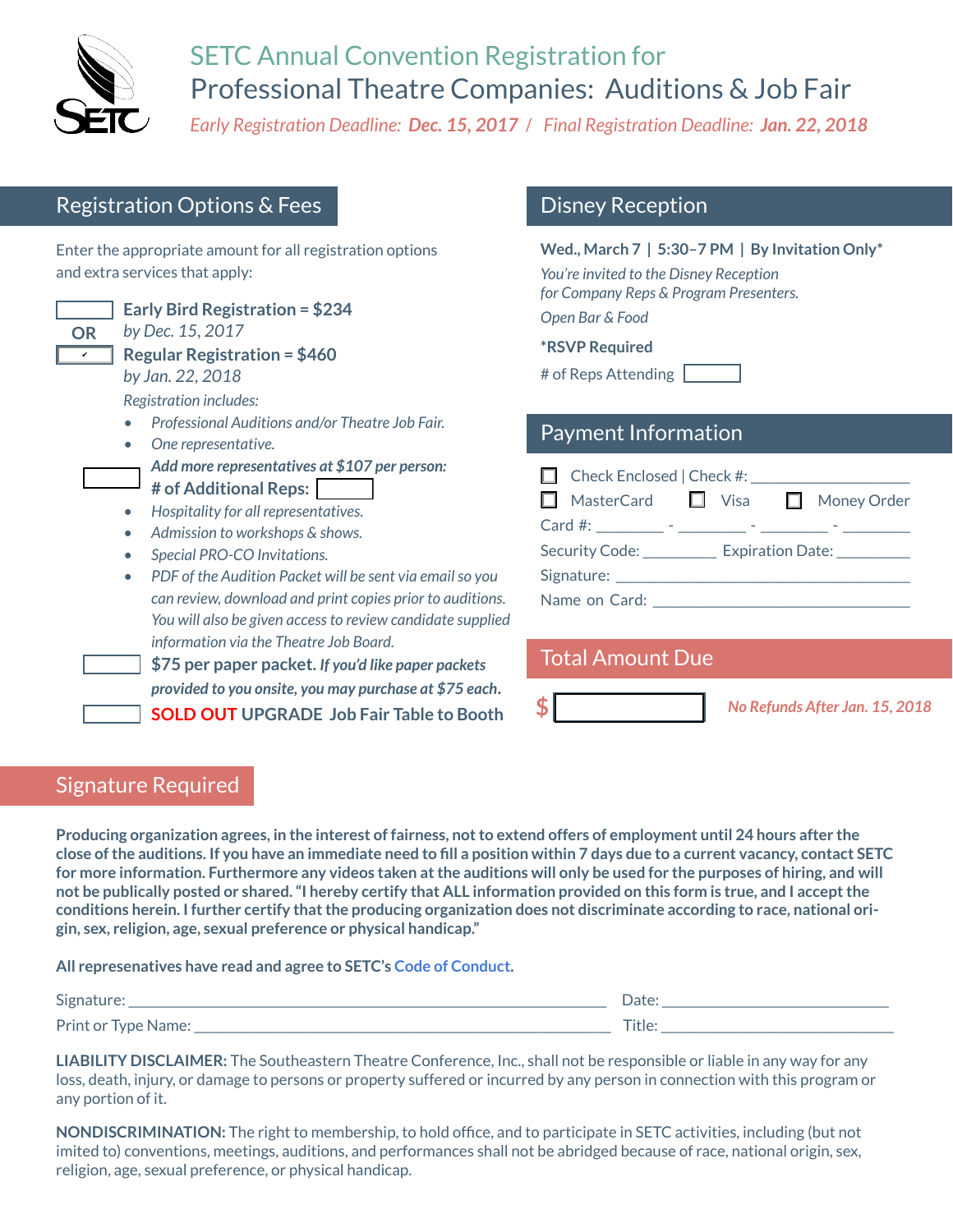# SETC Annual Convention Registration for Professional Theatre Companies: Auditions & Job Fair

*Early Registration Deadline: **Dec. 15, 2017*** / *Final Registration Deadline: **Jan. 22, 2018***

## Registration Options & Fees

Enter the appropriate amount for all registration options and extra services that apply:

[ ] **Early Bird Registration = $234**
*by Dec. 15, 2017*

**OR**

[✓] **Regular Registration = $460**
*by Jan. 22, 2018*

*Registration includes:*

- *Professional Auditions and/or Theatre Job Fair.*
- *One representative.*

[ ] ***Add more representatives at $107 per person:***
**# of Additional Reps:** [ ]

- *Hospitality for all representatives.*
- *Admission to workshops & shows.*
- *Special PRO-CO Invitations.*
- *PDF of the Audition Packet will be sent via email so you can review, download and print copies prior to auditions. You will also be given access to review candidate supplied information via the Theatre Job Board.*

[ ] **$75 per paper packet.** ***If you'd like paper packets provided to you onsite, you may purchase at $75 each.***

[ ] **SOLD OUT UPGRADE Job Fair Table to Booth**

## Disney Reception

**Wed., March 7 | 5:30–7 PM | By Invitation Only***

*You're invited to the Disney Reception for Company Reps & Program Presenters.*

*Open Bar & Food*

***RSVP Required**

\# of Reps Attending [ ]

## Payment Information

[ ] Check Enclosed | Check #: ____________________

[ ] MasterCard [ ] Visa [ ] Money Order

Card #: ________ - ________ - ________ - ________

Security Code: _________ Expiration Date: _________

Signature: ____________________________________

Name on Card: _________________________________

## Total Amount Due

$ [ ]

*No Refunds After Jan. 15, 2018*

## Signature Required

**Producing organization agrees, in the interest of fairness, not to extend offers of employment until 24 hours after the close of the auditions. If you have an immediate need to fill a position within 7 days due to a current vacancy, contact SETC for more information. Furthermore any videos taken at the auditions will only be used for the purposes of hiring, and will not be publically posted or shared. "I hereby certify that ALL information provided on this form is true, and I accept the conditions herein. I further certify that the producing organization does not discriminate according to race, national origin, sex, religion, age, sexual preference or physical handicap."**

**All represenatives have read and agree to SETC's Code of Conduct.**

Signature: ______________________________________________ Date: ____________________________

Print or Type Name: ______________________________________ Title: ____________________________

**LIABILITY DISCLAIMER:** The Southeastern Theatre Conference, Inc., shall not be responsible or liable in any way for any loss, death, injury, or damage to persons or property suffered or incurred by any person in connection with this program or any portion of it.

**NONDISCRIMINATION:** The right to membership, to hold office, and to participate in SETC activities, including (but not imited to) conventions, meetings, auditions, and performances shall not be abridged because of race, national origin, sex, religion, age, sexual preference, or physical handicap.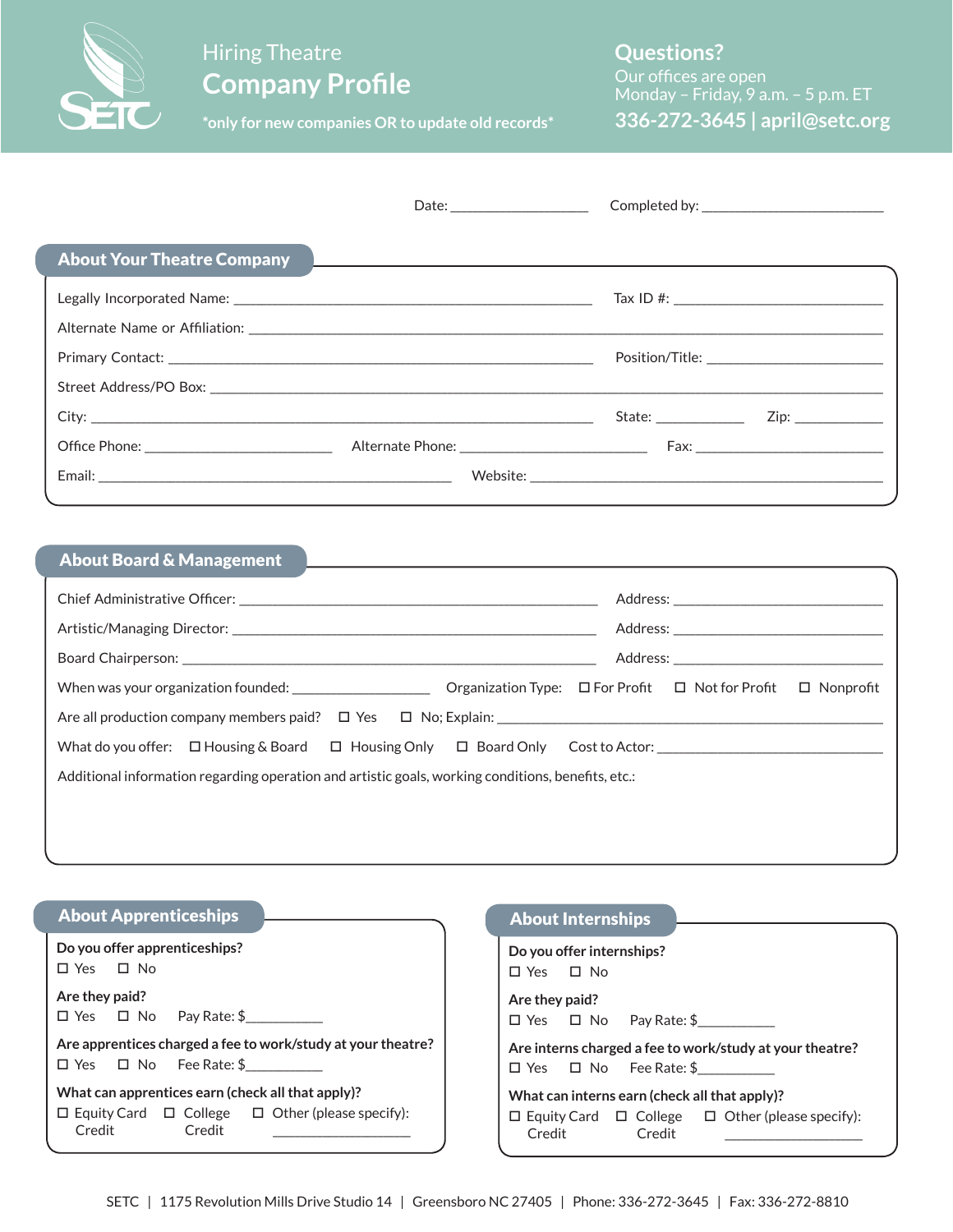# Hiring Theatre Company Profile

*only for new companies OR to update old records*

**Questions?**
Our offices are open
Monday – Friday, 9 a.m. – 5 p.m. ET
**336-272-3645 | april@setc.org**

Date: ____________________ Completed by: ____________________________

## About Your Theatre Company

Legally Incorporated Name: ____________________________________________ Tax ID #: ______________________

Alternate Name or Affiliation: ________________________________________________________________

Primary Contact: ____________________________________________ Position/Title: ______________________

Street Address/PO Box: ________________________________________________________________

City: ____________________________________________ State: ____________ Zip: ____________

Office Phone: ________________________ Alternate Phone: ________________________ Fax: ________________________

Email: ____________________________________________ Website: ____________________________________________

## About Board & Management

Chief Administrative Officer: ____________________________________________ Address: ______________________

Artistic/Managing Director: ____________________________________________ Address: ______________________

Board Chairperson: ____________________________________________ Address: ______________________

When was your organization founded: __________________ Organization Type: ☐ For Profit ☐ Not for Profit ☐ Nonprofit

Are all production company members paid? ☐ Yes ☐ No; Explain: ________________________________________________

What do you offer: ☐ Housing & Board ☐ Housing Only ☐ Board Only Cost to Actor: ______________________

Additional information regarding operation and artistic goals, working conditions, benefits, etc.:

## About Apprenticeships

**Do you offer apprenticeships?**
☐ Yes ☐ No

**Are they paid?**
☐ Yes ☐ No Pay Rate: $__________

**Are apprentices charged a fee to work/study at your theatre?**
☐ Yes ☐ No Fee Rate: $__________

**What can apprentices earn (check all that apply)?**
☐ Equity Card Credit ☐ College Credit ☐ Other (please specify): ____________________

## About Internships

**Do you offer internships?**
☐ Yes ☐ No

**Are they paid?**
☐ Yes ☐ No Pay Rate: $__________

**Are interns charged a fee to work/study at your theatre?**
☐ Yes ☐ No Fee Rate: $__________

**What can interns earn (check all that apply)?**
☐ Equity Card Credit ☐ College Credit ☐ Other (please specify): ____________________

SETC | 1175 Revolution Mills Drive Studio 14 | Greensboro NC 27405 | Phone: 336-272-3645 | Fax: 336-272-8810